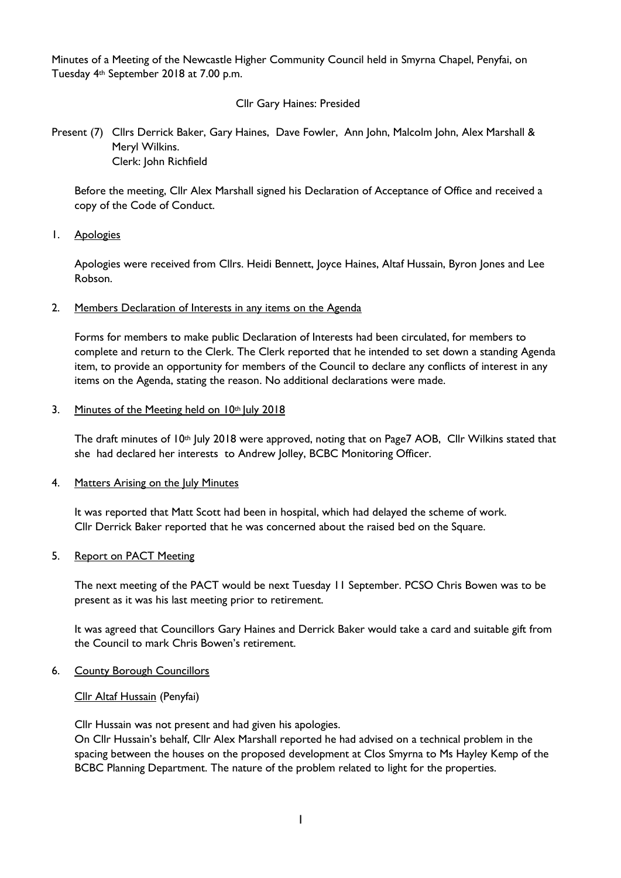Minutes of a Meeting of the Newcastle Higher Community Council held in Smyrna Chapel, Penyfai, on Tuesday 4th September 2018 at 7.00 p.m.

Cllr Gary Haines: Presided

Present (7) Cllrs Derrick Baker, Gary Haines, Dave Fowler, Ann John, Malcolm John, Alex Marshall & Meryl Wilkins.
Clerk: John Richfield

Before the meeting, Cllr Alex Marshall signed his Declaration of Acceptance of Office and received a copy of the Code of Conduct.

1. Apologies

Apologies were received from Cllrs. Heidi Bennett, Joyce Haines, Altaf Hussain, Byron Jones and Lee Robson.

2. Members Declaration of Interests in any items on the Agenda

Forms for members to make public Declaration of Interests had been circulated, for members to complete and return to the Clerk. The Clerk reported that he intended to set down a standing Agenda item, to provide an opportunity for members of the Council to declare any conflicts of interest in any items on the Agenda, stating the reason. No additional declarations were made.

3. Minutes of the Meeting held on 10th July 2018

The draft minutes of 10th July 2018 were approved, noting that on Page7 AOB, Cllr Wilkins stated that she had declared her interests to Andrew Jolley, BCBC Monitoring Officer.

4. Matters Arising on the July Minutes

It was reported that Matt Scott had been in hospital, which had delayed the scheme of work.
Cllr Derrick Baker reported that he was concerned about the raised bed on the Square.

5. Report on PACT Meeting

The next meeting of the PACT would be next Tuesday 11 September. PCSO Chris Bowen was to be present as it was his last meeting prior to retirement.

It was agreed that Councillors Gary Haines and Derrick Baker would take a card and suitable gift from the Council to mark Chris Bowen's retirement.

6. County Borough Councillors

Cllr Altaf Hussain (Penyfai)

Cllr Hussain was not present and had given his apologies.
On Cllr Hussain's behalf, Cllr Alex Marshall reported he had advised on a technical problem in the spacing between the houses on the proposed development at Clos Smyrna to Ms Hayley Kemp of the BCBC Planning Department. The nature of the problem related to light for the properties.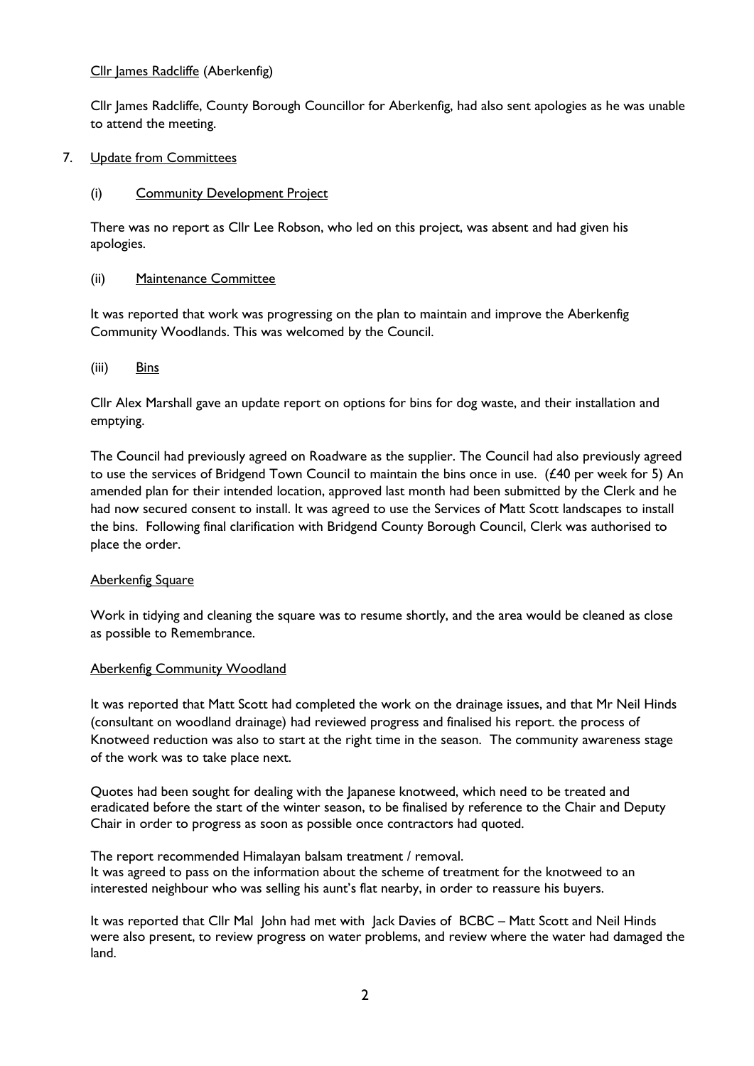Cllr James Radcliffe (Aberkenfig)

Cllr James Radcliffe, County Borough Councillor for Aberkenfig, had also sent apologies as he was unable to attend the meeting.

7. Update from Committees

(i) Community Development Project

There was no report as Cllr Lee Robson, who led on this project, was absent and had given his apologies.

(ii) Maintenance Committee

It was reported that work was progressing on the plan to maintain and improve the Aberkenfig Community Woodlands. This was welcomed by the Council.

(iii) Bins

Cllr Alex Marshall gave an update report on options for bins for dog waste, and their installation and emptying.

The Council had previously agreed on Roadware as the supplier. The Council had also previously agreed to use the services of Bridgend Town Council to maintain the bins once in use. (£40 per week for 5) An amended plan for their intended location, approved last month had been submitted by the Clerk and he had now secured consent to install. It was agreed to use the Services of Matt Scott landscapes to install the bins. Following final clarification with Bridgend County Borough Council, Clerk was authorised to place the order.

Aberkenfig Square

Work in tidying and cleaning the square was to resume shortly, and the area would be cleaned as close as possible to Remembrance.

Aberkenfig Community Woodland

It was reported that Matt Scott had completed the work on the drainage issues, and that Mr Neil Hinds (consultant on woodland drainage) had reviewed progress and finalised his report. the process of Knotweed reduction was also to start at the right time in the season. The community awareness stage of the work was to take place next.

Quotes had been sought for dealing with the Japanese knotweed, which need to be treated and eradicated before the start of the winter season, to be finalised by reference to the Chair and Deputy Chair in order to progress as soon as possible once contractors had quoted.

The report recommended Himalayan balsam treatment / removal.
It was agreed to pass on the information about the scheme of treatment for the knotweed to an interested neighbour who was selling his aunt's flat nearby, in order to reassure his buyers.

It was reported that Cllr Mal John had met with Jack Davies of BCBC – Matt Scott and Neil Hinds were also present, to review progress on water problems, and review where the water had damaged the land.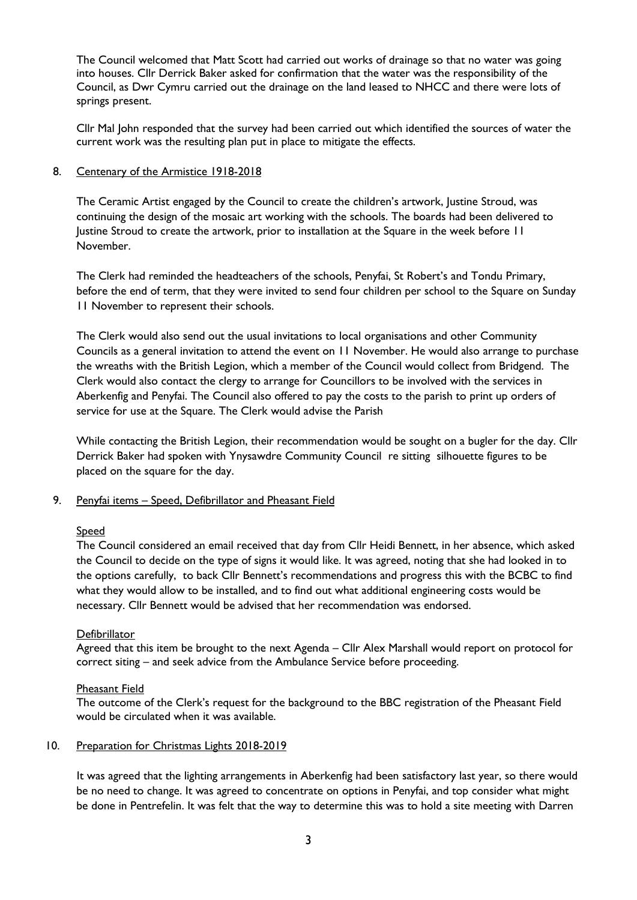The Council welcomed that Matt Scott had carried out works of drainage so that no water was going into houses. Cllr Derrick Baker asked for confirmation that the water was the responsibility of the Council, as Dwr Cymru carried out the drainage on the land leased to NHCC and there were lots of springs present.

Cllr Mal John responded that the survey had been carried out which identified the sources of water the current work was the resulting plan put in place to mitigate the effects.

8. <u>Centenary of the Armistice 1918-2018</u>

The Ceramic Artist engaged by the Council to create the children's artwork, Justine Stroud, was continuing the design of the mosaic art working with the schools. The boards had been delivered to Justine Stroud to create the artwork, prior to installation at the Square in the week before 11 November.

The Clerk had reminded the headteachers of the schools, Penyfai, St Robert's and Tondu Primary, before the end of term, that they were invited to send four children per school to the Square on Sunday 11 November to represent their schools.

The Clerk would also send out the usual invitations to local organisations and other Community Councils as a general invitation to attend the event on 11 November. He would also arrange to purchase the wreaths with the British Legion, which a member of the Council would collect from Bridgend. The Clerk would also contact the clergy to arrange for Councillors to be involved with the services in Aberkenfig and Penyfai. The Council also offered to pay the costs to the parish to print up orders of service for use at the Square. The Clerk would advise the Parish

While contacting the British Legion, their recommendation would be sought on a bugler for the day. Cllr Derrick Baker had spoken with Ynysawdre Community Council re sitting silhouette figures to be placed on the square for the day.

9. <u>Penyfai items – Speed, Defibrillator and Pheasant Field</u>

<u>Speed</u>
The Council considered an email received that day from Cllr Heidi Bennett, in her absence, which asked the Council to decide on the type of signs it would like. It was agreed, noting that she had looked in to the options carefully, to back Cllr Bennett's recommendations and progress this with the BCBC to find what they would allow to be installed, and to find out what additional engineering costs would be necessary. Cllr Bennett would be advised that her recommendation was endorsed.

<u>Defibrillator</u>
Agreed that this item be brought to the next Agenda – Cllr Alex Marshall would report on protocol for correct siting – and seek advice from the Ambulance Service before proceeding.

<u>Pheasant Field</u>
The outcome of the Clerk's request for the background to the BBC registration of the Pheasant Field would be circulated when it was available.

10. <u>Preparation for Christmas Lights 2018-2019</u>

It was agreed that the lighting arrangements in Aberkenfig had been satisfactory last year, so there would be no need to change. It was agreed to concentrate on options in Penyfai, and top consider what might be done in Pentrefelin. It was felt that the way to determine this was to hold a site meeting with Darren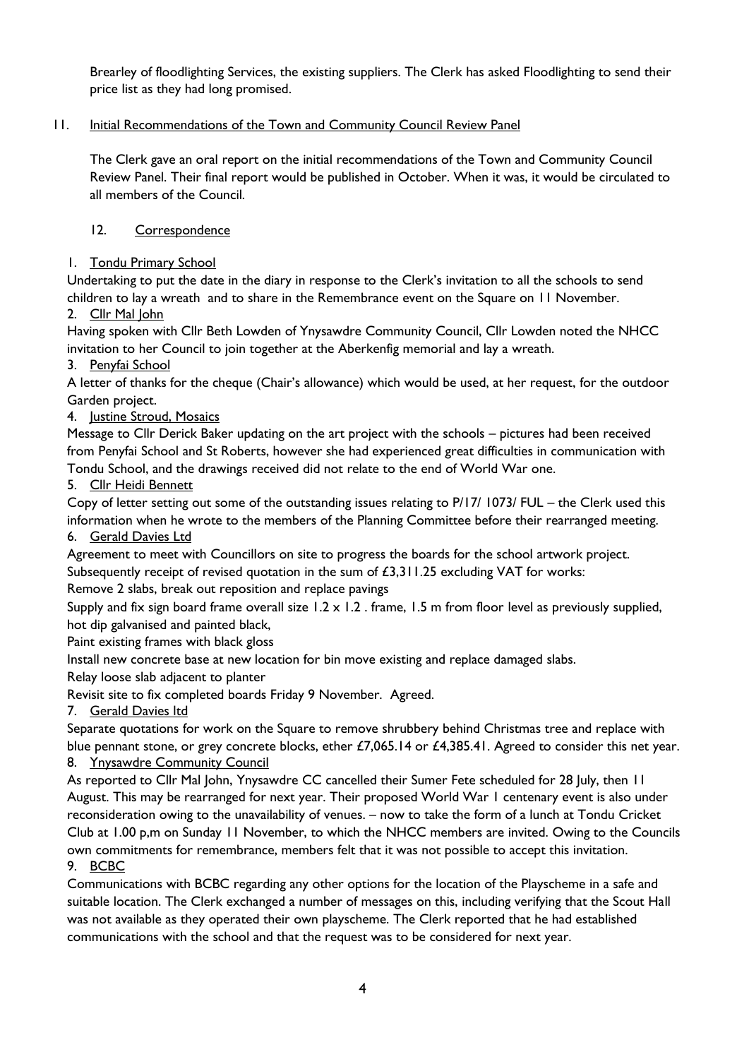Brearley of floodlighting Services, the existing suppliers. The Clerk has asked Floodlighting to send their price list as they had long promised.

11. Initial Recommendations of the Town and Community Council Review Panel

The Clerk gave an oral report on the initial recommendations of the Town and Community Council Review Panel. Their final report would be published in October. When it was, it would be circulated to all members of the Council.

12. Correspondence

1. Tondu Primary School

Undertaking to put the date in the diary in response to the Clerk's invitation to all the schools to send children to lay a wreath and to share in the Remembrance event on the Square on 11 November.

2. Cllr Mal John

Having spoken with Cllr Beth Lowden of Ynysawdre Community Council, Cllr Lowden noted the NHCC invitation to her Council to join together at the Aberkenfig memorial and lay a wreath.

3. Penyfai School

A letter of thanks for the cheque (Chair's allowance) which would be used, at her request, for the outdoor Garden project.

4. Justine Stroud, Mosaics

Message to Cllr Derick Baker updating on the art project with the schools – pictures had been received from Penyfai School and St Roberts, however she had experienced great difficulties in communication with Tondu School, and the drawings received did not relate to the end of World War one.

5. Cllr Heidi Bennett

Copy of letter setting out some of the outstanding issues relating to P/17/ 1073/ FUL – the Clerk used this information when he wrote to the members of the Planning Committee before their rearranged meeting.

6. Gerald Davies Ltd

Agreement to meet with Councillors on site to progress the boards for the school artwork project. Subsequently receipt of revised quotation in the sum of £3,311.25 excluding VAT for works:

Remove 2 slabs, break out reposition and replace pavings

Supply and fix sign board frame overall size 1.2 x 1.2 . frame, 1.5 m from floor level as previously supplied, hot dip galvanised and painted black,

Paint existing frames with black gloss

Install new concrete base at new location for bin move existing and replace damaged slabs.

Relay loose slab adjacent to planter

Revisit site to fix completed boards Friday 9 November. Agreed.

7. Gerald Davies ltd

Separate quotations for work on the Square to remove shrubbery behind Christmas tree and replace with blue pennant stone, or grey concrete blocks, ether £7,065.14 or £4,385.41. Agreed to consider this net year.

8. Ynysawdre Community Council

As reported to Cllr Mal John, Ynysawdre CC cancelled their Sumer Fete scheduled for 28 July, then 11 August. This may be rearranged for next year. Their proposed World War 1 centenary event is also under reconsideration owing to the unavailability of venues. – now to take the form of a lunch at Tondu Cricket Club at 1.00 p,m on Sunday 11 November, to which the NHCC members are invited. Owing to the Councils own commitments for remembrance, members felt that it was not possible to accept this invitation.

9. BCBC

Communications with BCBC regarding any other options for the location of the Playscheme in a safe and suitable location. The Clerk exchanged a number of messages on this, including verifying that the Scout Hall was not available as they operated their own playscheme. The Clerk reported that he had established communications with the school and that the request was to be considered for next year.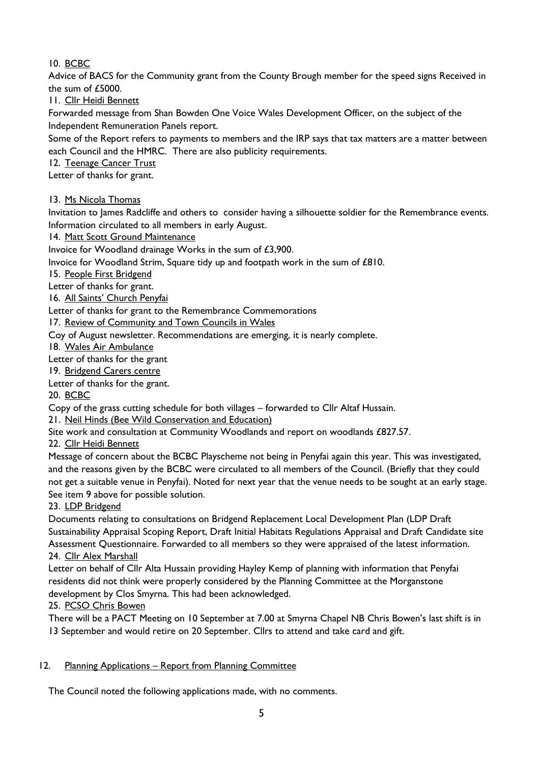10. <u>BCBC</u>

Advice of BACS for the Community grant from the County Brough member for the speed signs Received in the sum of £5000.

11. <u>Cllr Heidi Bennett</u>

Forwarded message from Shan Bowden One Voice Wales Development Officer, on the subject of the Independent Remuneration Panels report.

Some of the Report refers to payments to members and the IRP says that tax matters are a matter between each Council and the HMRC. There are also publicity requirements.

12. <u>Teenage Cancer Trust</u>

Letter of thanks for grant.

13. <u>Ms Nicola Thomas</u>

Invitation to James Radcliffe and others to consider having a silhouette soldier for the Remembrance events. Information circulated to all members in early August.

14. <u>Matt Scott Ground Maintenance</u>

Invoice for Woodland drainage Works in the sum of £3,900.

Invoice for Woodland Strim, Square tidy up and footpath work in the sum of £810.

15. <u>People First Bridgend</u>

Letter of thanks for grant.

16. <u>All Saints' Church Penyfai</u>

Letter of thanks for grant to the Remembrance Commemorations

17. <u>Review of Community and Town Councils in Wales</u>

Coy of August newsletter. Recommendations are emerging, it is nearly complete.

18. <u>Wales Air Ambulance</u>

Letter of thanks for the grant

19. <u>Bridgend Carers centre</u>

Letter of thanks for the grant.

20. <u>BCBC</u>

Copy of the grass cutting schedule for both villages – forwarded to Cllr Altaf Hussain.

21. <u>Neil Hinds (Bee Wild Conservation and Education)</u>

Site work and consultation at Community Woodlands and report on woodlands £827.57.

22. <u>Cllr Heidi Bennett</u>

Message of concern about the BCBC Playscheme not being in Penyfai again this year. This was investigated, and the reasons given by the BCBC were circulated to all members of the Council. (Briefly that they could not get a suitable venue in Penyfai). Noted for next year that the venue needs to be sought at an early stage. See item 9 above for possible solution.

23. <u>LDP Bridgend</u>

Documents relating to consultations on Bridgend Replacement Local Development Plan (LDP Draft Sustainability Appraisal Scoping Report, Draft Initial Habitats Regulations Appraisal and Draft Candidate site Assessment Questionnaire. Forwarded to all members so they were appraised of the latest information.

24. <u>Cllr Alex Marshall</u>

Letter on behalf of Cllr Alta Hussain providing Hayley Kemp of planning with information that Penyfai residents did not think were properly considered by the Planning Committee at the Morganstone development by Clos Smyrna. This had been acknowledged.

25. <u>PCSO Chris Bowen</u>

There will be a PACT Meeting on 10 September at 7.00 at Smyrna Chapel NB Chris Bowen's last shift is in 13 September and would retire on 20 September. Cllrs to attend and take card and gift.

12. <u>Planning Applications – Report from Planning Committee</u>

The Council noted the following applications made, with no comments.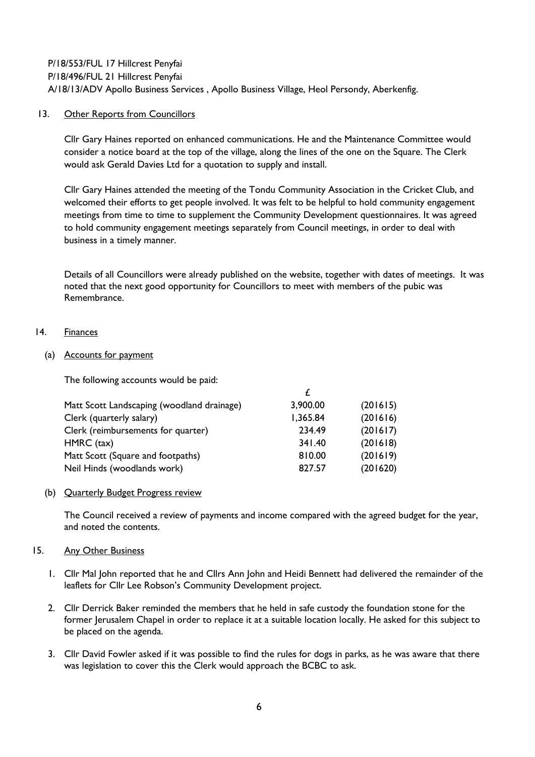P/18/553/FUL 17 Hillcrest Penyfai
P/18/496/FUL 21 Hillcrest Penyfai
A/18/13/ADV Apollo Business Services , Apollo Business Village, Heol Persondy, Aberkenfig.

13. Other Reports from Councillors

Cllr Gary Haines reported on enhanced communications. He and the Maintenance Committee would consider a notice board at the top of the village, along the lines of the one on the Square. The Clerk would ask Gerald Davies Ltd for a quotation to supply and install.

Cllr Gary Haines attended the meeting of the Tondu Community Association in the Cricket Club, and welcomed their efforts to get people involved. It was felt to be helpful to hold community engagement meetings from time to time to supplement the Community Development questionnaires. It was agreed to hold community engagement meetings separately from Council meetings, in order to deal with business in a timely manner.

Details of all Councillors were already published on the website, together with dates of meetings. It was noted that the next good opportunity for Councillors to meet with members of the pubic was Remembrance.

14. Finances

(a) Accounts for payment

The following accounts would be paid:

| | £ | |
|---|---|---|
| Matt Scott Landscaping (woodland drainage) | 3,900.00 | (201615) |
| Clerk (quarterly salary) | 1,365.84 | (201616) |
| Clerk (reimbursements for quarter) | 234.49 | (201617) |
| HMRC (tax) | 341.40 | (201618) |
| Matt Scott (Square and footpaths) | 810.00 | (201619) |
| Neil Hinds (woodlands work) | 827.57 | (201620) |

(b) Quarterly Budget Progress review

The Council received a review of payments and income compared with the agreed budget for the year, and noted the contents.

15. Any Other Business

1. Cllr Mal John reported that he and Cllrs Ann John and Heidi Bennett had delivered the remainder of the leaflets for Cllr Lee Robson's Community Development project.

2. Cllr Derrick Baker reminded the members that he held in safe custody the foundation stone for the former Jerusalem Chapel in order to replace it at a suitable location locally. He asked for this subject to be placed on the agenda.

3. Cllr David Fowler asked if it was possible to find the rules for dogs in parks, as he was aware that there was legislation to cover this the Clerk would approach the BCBC to ask.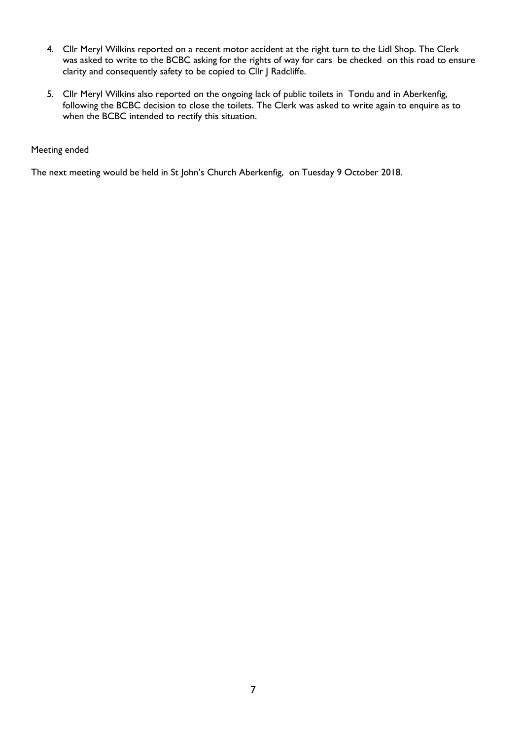4. Cllr Meryl Wilkins reported on a recent motor accident at the right turn to the Lidl Shop. The Clerk was asked to write to the BCBC asking for the rights of way for cars be checked on this road to ensure clarity and consequently safety to be copied to Cllr J Radcliffe.
5. Cllr Meryl Wilkins also reported on the ongoing lack of public toilets in Tondu and in Aberkenfig, following the BCBC decision to close the toilets. The Clerk was asked to write again to enquire as to when the BCBC intended to rectify this situation.

Meeting ended

The next meeting would be held in St John's Church Aberkenfig, on Tuesday 9 October 2018.